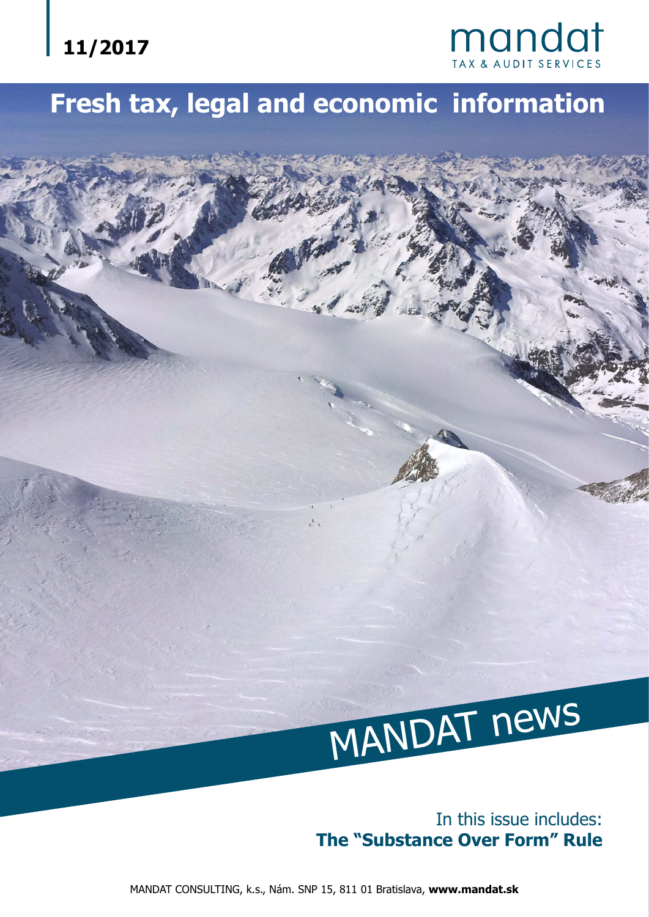11/2017

mandat
TAX & AUDIT SERVICES

# Fresh tax, legal and economic information

MANDAT news

In this issue includes:
**The "Substance Over Form" Rule**

MANDAT CONSULTING, k.s., Nám. SNP 15, 811 01 Bratislava, **www.mandat.sk**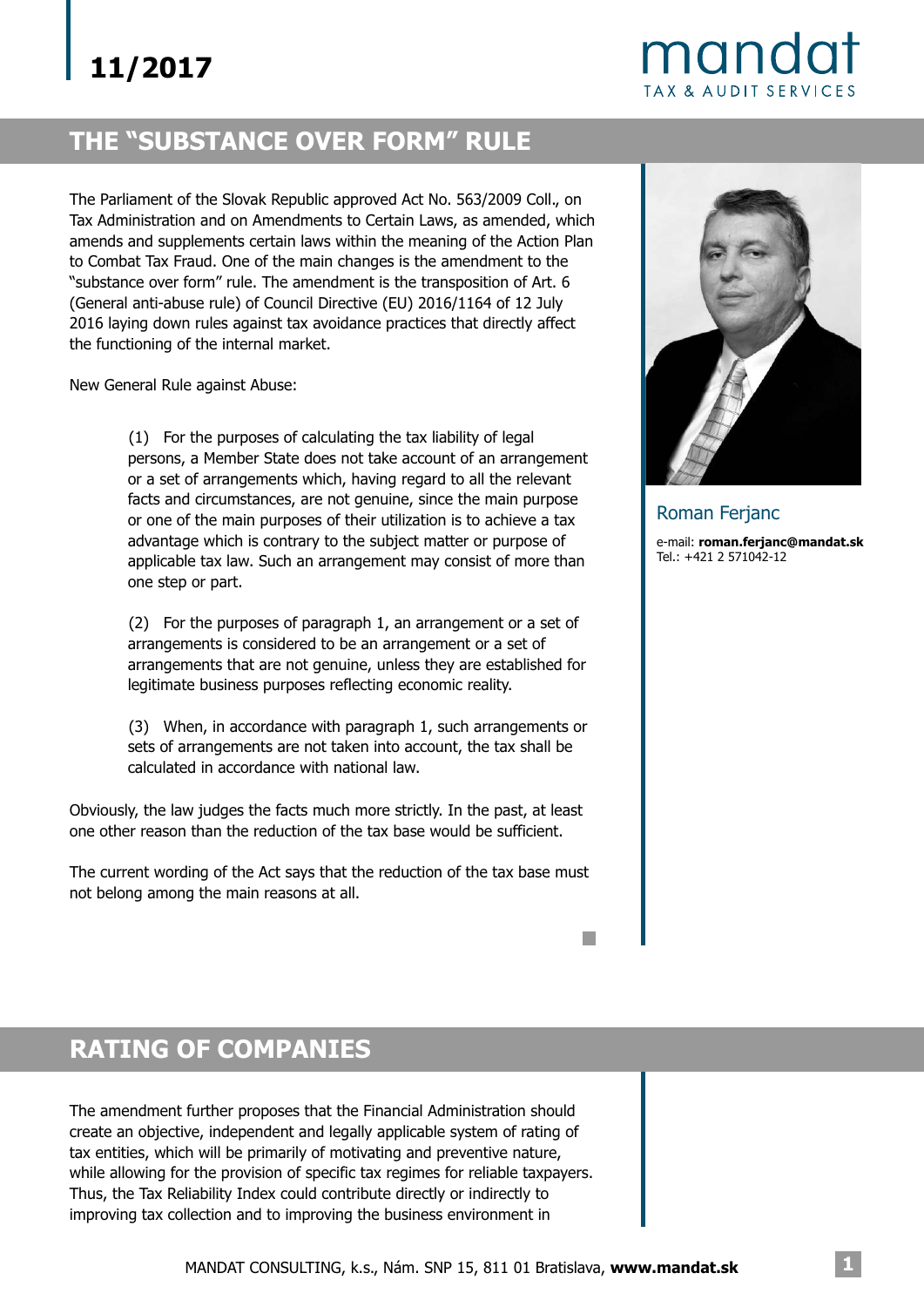11/2017

# THE "SUBSTANCE OVER FORM" RULE

The Parliament of the Slovak Republic approved Act No. 563/2009 Coll., on Tax Administration and on Amendments to Certain Laws, as amended, which amends and supplements certain laws within the meaning of the Action Plan to Combat Tax Fraud. One of the main changes is the amendment to the "substance over form" rule. The amendment is the transposition of Art. 6 (General anti-abuse rule) of Council Directive (EU) 2016/1164 of 12 July 2016 laying down rules against tax avoidance practices that directly affect the functioning of the internal market.

New General Rule against Abuse:

> (1) For the purposes of calculating the tax liability of legal persons, a Member State does not take account of an arrangement or a set of arrangements which, having regard to all the relevant facts and circumstances, are not genuine, since the main purpose or one of the main purposes of their utilization is to achieve a tax advantage which is contrary to the subject matter or purpose of applicable tax law. Such an arrangement may consist of more than one step or part.
>
> (2) For the purposes of paragraph 1, an arrangement or a set of arrangements is considered to be an arrangement or a set of arrangements that are not genuine, unless they are established for legitimate business purposes reflecting economic reality.
>
> (3) When, in accordance with paragraph 1, such arrangements or sets of arrangements are not taken into account, the tax shall be calculated in accordance with national law.

Obviously, the law judges the facts much more strictly. In the past, at least one other reason than the reduction of the tax base would be sufficient.

The current wording of the Act says that the reduction of the tax base must not belong among the main reasons at all.

Roman Ferjanc

e-mail: **roman.ferjanc@mandat.sk**
Tel.: +421 2 571042-12

# RATING OF COMPANIES

The amendment further proposes that the Financial Administration should create an objective, independent and legally applicable system of rating of tax entities, which will be primarily of motivating and preventive nature, while allowing for the provision of specific tax regimes for reliable taxpayers. Thus, the Tax Reliability Index could contribute directly or indirectly to improving tax collection and to improving the business environment in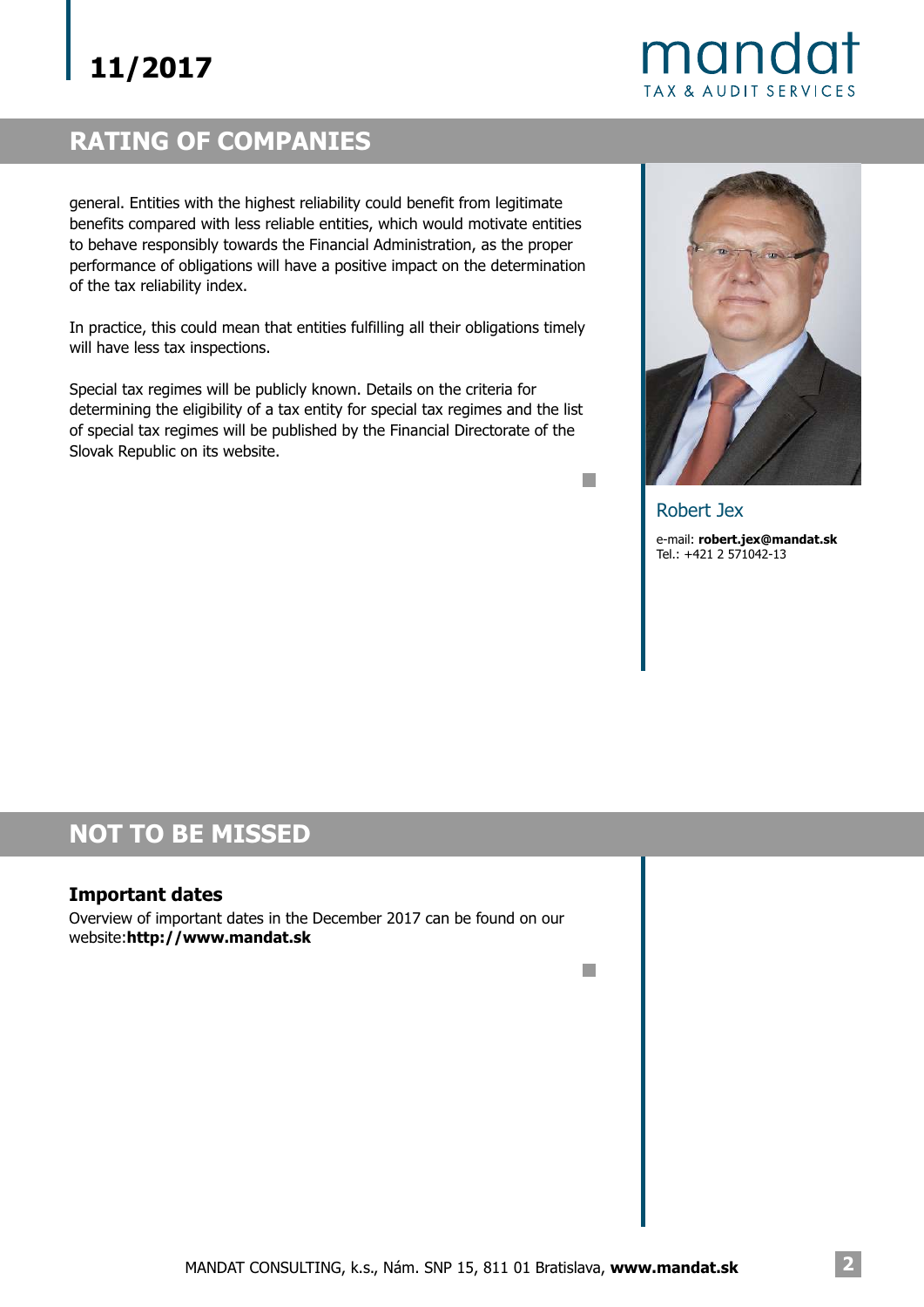## RATING OF COMPANIES

general. Entities with the highest reliability could benefit from legitimate benefits compared with less reliable entities, which would motivate entities to behave responsibly towards the Financial Administration, as the proper performance of obligations will have a positive impact on the determination of the tax reliability index.

In practice, this could mean that entities fulfilling all their obligations timely will have less tax inspections.

Special tax regimes will be publicly known. Details on the criteria for determining the eligibility of a tax entity for special tax regimes and the list of special tax regimes will be published by the Financial Directorate of the Slovak Republic on its website.

Robert Jex

e-mail: **robert.jex@mandat.sk**
Tel.: +421 2 571042-13

## NOT TO BE MISSED

### Important dates

Overview of important dates in the December 2017 can be found on our website:**http://www.mandat.sk**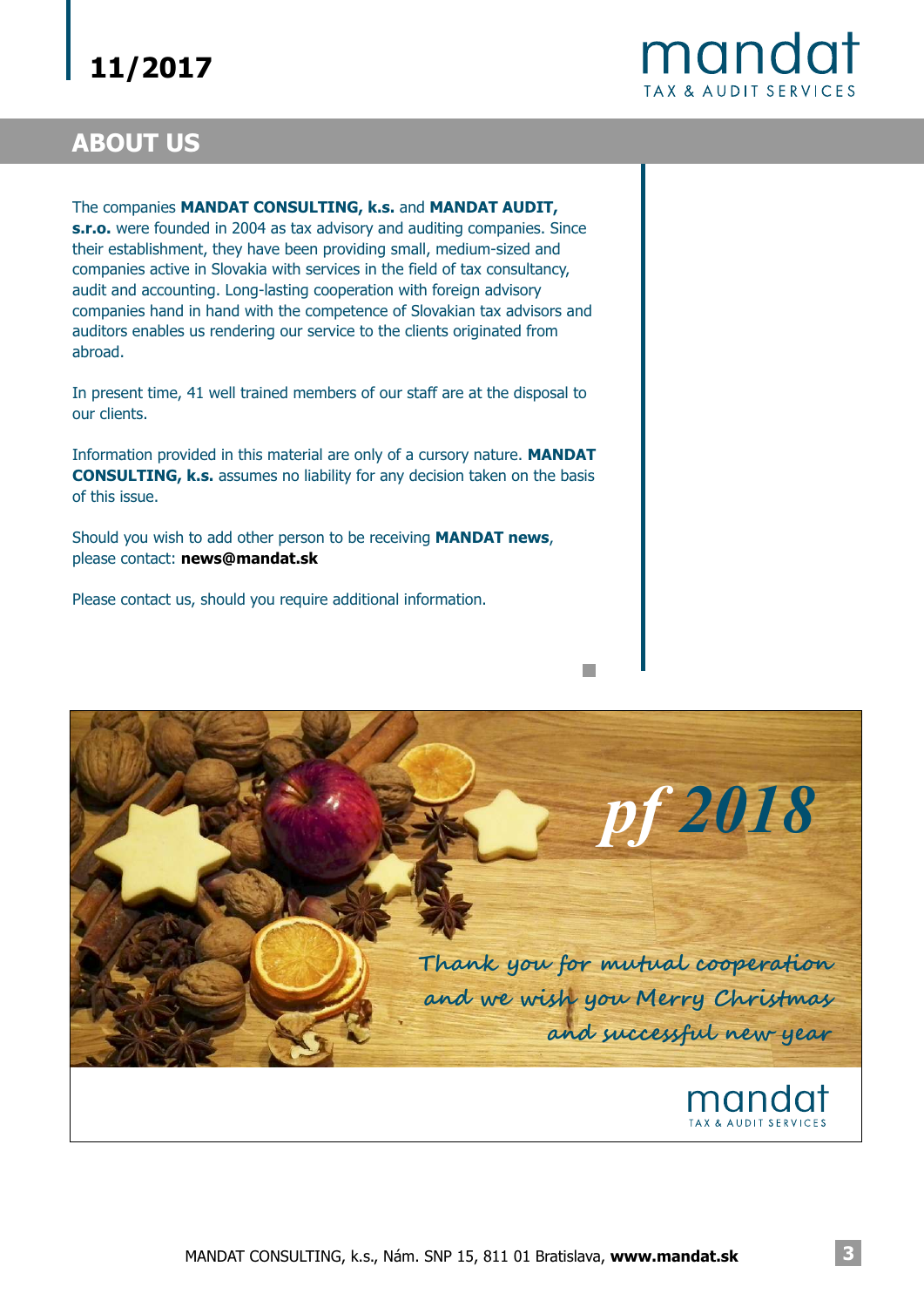## ABOUT US

The companies **MANDAT CONSULTING, k.s.** and **MANDAT AUDIT, s.r.o.** were founded in 2004 as tax advisory and auditing companies. Since their establishment, they have been providing small, medium-sized and companies active in Slovakia with services in the field of tax consultancy, audit and accounting. Long-lasting cooperation with foreign advisory companies hand in hand with the competence of Slovakian tax advisors and auditors enables us rendering our service to the clients originated from abroad.

In present time, 41 well trained members of our staff are at the disposal to our clients.

Information provided in this material are only of a cursory nature. **MANDAT CONSULTING, k.s.** assumes no liability for any decision taken on the basis of this issue.

Should you wish to add other person to be receiving **MANDAT news**, please contact: **news@mandat.sk**

Please contact us, should you require additional information.

*pf 2018*

Thank you for mutual cooperation and we wish you Merry Christmas and successful new year

mandat
TAX & AUDIT SERVICES

MANDAT CONSULTING, k.s., Nám. SNP 15, 811 01 Bratislava, **www.mandat.sk**